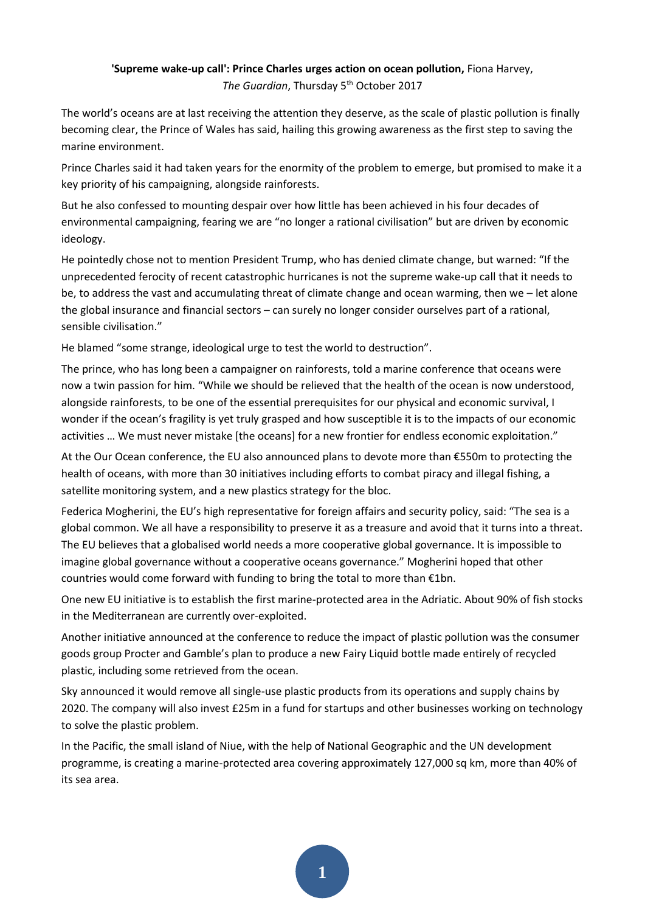**'Supreme wake-up call': Prince Charles urges action on ocean pollution,** Fiona Harvey, *The Guardian*, Thursday 5th October 2017

The world's oceans are at last receiving the attention they deserve, as the scale of plastic pollution is finally becoming clear, the Prince of Wales has said, hailing this growing awareness as the first step to saving the marine environment.

Prince Charles said it had taken years for the enormity of the problem to emerge, but promised to make it a key priority of his campaigning, alongside rainforests.

But he also confessed to mounting despair over how little has been achieved in his four decades of environmental campaigning, fearing we are "no longer a rational civilisation" but are driven by economic ideology.

He pointedly chose not to mention President Trump, who has denied climate change, but warned: "If the unprecedented ferocity of recent catastrophic hurricanes is not the supreme wake-up call that it needs to be, to address the vast and accumulating threat of climate change and ocean warming, then we – let alone the global insurance and financial sectors – can surely no longer consider ourselves part of a rational, sensible civilisation."

He blamed "some strange, ideological urge to test the world to destruction".

The prince, who has long been a campaigner on rainforests, told a marine conference that oceans were now a twin passion for him. "While we should be relieved that the health of the ocean is now understood, alongside rainforests, to be one of the essential prerequisites for our physical and economic survival, I wonder if the ocean's fragility is yet truly grasped and how susceptible it is to the impacts of our economic activities … We must never mistake [the oceans] for a new frontier for endless economic exploitation."

At the Our Ocean conference, the EU also announced plans to devote more than €550m to protecting the health of oceans, with more than 30 initiatives including efforts to combat piracy and illegal fishing, a satellite monitoring system, and a new plastics strategy for the bloc.

Federica Mogherini, the EU's high representative for foreign affairs and security policy, said: "The sea is a global common. We all have a responsibility to preserve it as a treasure and avoid that it turns into a threat. The EU believes that a globalised world needs a more cooperative global governance. It is impossible to imagine global governance without a cooperative oceans governance." Mogherini hoped that other countries would come forward with funding to bring the total to more than €1bn.

One new EU initiative is to establish the first marine-protected area in the Adriatic. About 90% of fish stocks in the Mediterranean are currently over-exploited.

Another initiative announced at the conference to reduce the impact of plastic pollution was the consumer goods group Procter and Gamble's plan to produce a new Fairy Liquid bottle made entirely of recycled plastic, including some retrieved from the ocean.

Sky announced it would remove all single-use plastic products from its operations and supply chains by 2020. The company will also invest £25m in a fund for startups and other businesses working on technology to solve the plastic problem.

In the Pacific, the small island of Niue, with the help of National Geographic and the UN development programme, is creating a marine-protected area covering approximately 127,000 sq km, more than 40% of its sea area.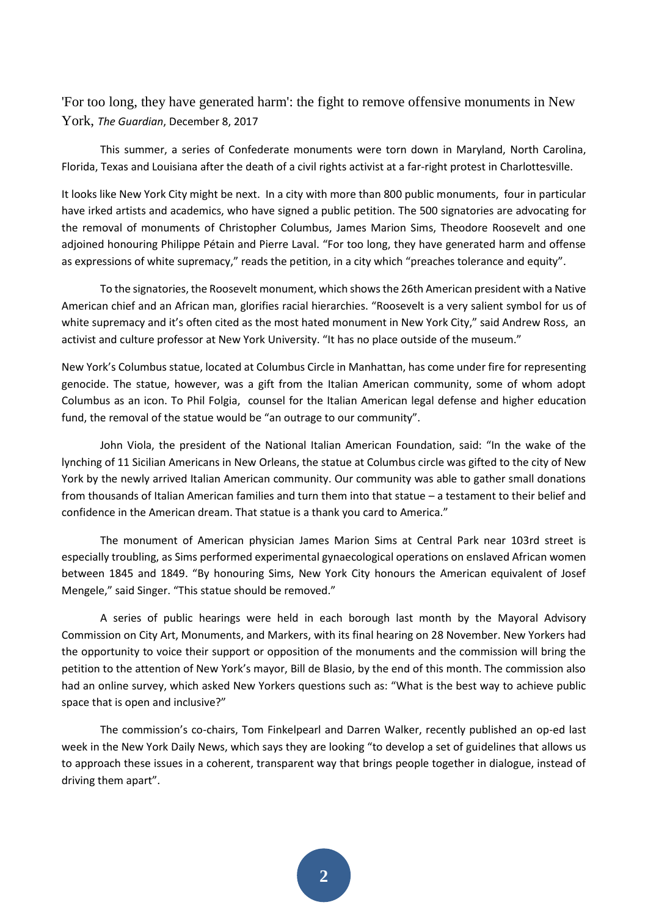'For too long, they have generated harm': the fight to remove offensive monuments in New York, *The Guardian*, December 8, 2017

This summer, a series of Confederate monuments were torn down in Maryland, North Carolina, Florida, Texas and Louisiana after the death of a civil rights activist at a far-right protest in Charlottesville.

It looks like New York City might be next. In a city with more than 800 public monuments, four in particular have irked artists and academics, who have signed a public petition. The 500 signatories are advocating for the removal of monuments of Christopher Columbus, James Marion Sims, Theodore Roosevelt and one adjoined honouring Philippe Pétain and Pierre Laval. "For too long, they have generated harm and offense as expressions of white supremacy," reads the petition, in a city which "preaches tolerance and equity".

To the signatories, the Roosevelt monument, which shows the 26th American president with a Native American chief and an African man, glorifies racial hierarchies. "Roosevelt is a very salient symbol for us of white supremacy and it's often cited as the most hated monument in New York City," said Andrew Ross, an activist and culture professor at New York University. "It has no place outside of the museum."

New York's Columbus statue, located at Columbus Circle in Manhattan, has come under fire for representing genocide. The statue, however, was a gift from the Italian American community, some of whom adopt Columbus as an icon. To Phil Folgia, counsel for the Italian American legal defense and higher education fund, the removal of the statue would be "an outrage to our community".

John Viola, the president of the National Italian American Foundation, said: "In the wake of the lynching of 11 Sicilian Americans in New Orleans, the statue at Columbus circle was gifted to the city of New York by the newly arrived Italian American community. Our community was able to gather small donations from thousands of Italian American families and turn them into that statue – a testament to their belief and confidence in the American dream. That statue is a thank you card to America."

The monument of American physician James Marion Sims at Central Park near 103rd street is especially troubling, as Sims performed experimental gynaecological operations on enslaved African women between 1845 and 1849. "By honouring Sims, New York City honours the American equivalent of Josef Mengele," said Singer. "This statue should be removed."

A series of public hearings were held in each borough last month by the Mayoral Advisory Commission on City Art, Monuments, and Markers, with its final hearing on 28 November. New Yorkers had the opportunity to voice their support or opposition of the monuments and the commission will bring the petition to the attention of New York's mayor, Bill de Blasio, by the end of this month. The commission also had an online survey, which asked New Yorkers questions such as: "What is the best way to achieve public space that is open and inclusive?"

The commission's co-chairs, Tom Finkelpearl and Darren Walker, recently published an op-ed last week in the New York Daily News, which says they are looking "to develop a set of guidelines that allows us to approach these issues in a coherent, transparent way that brings people together in dialogue, instead of driving them apart".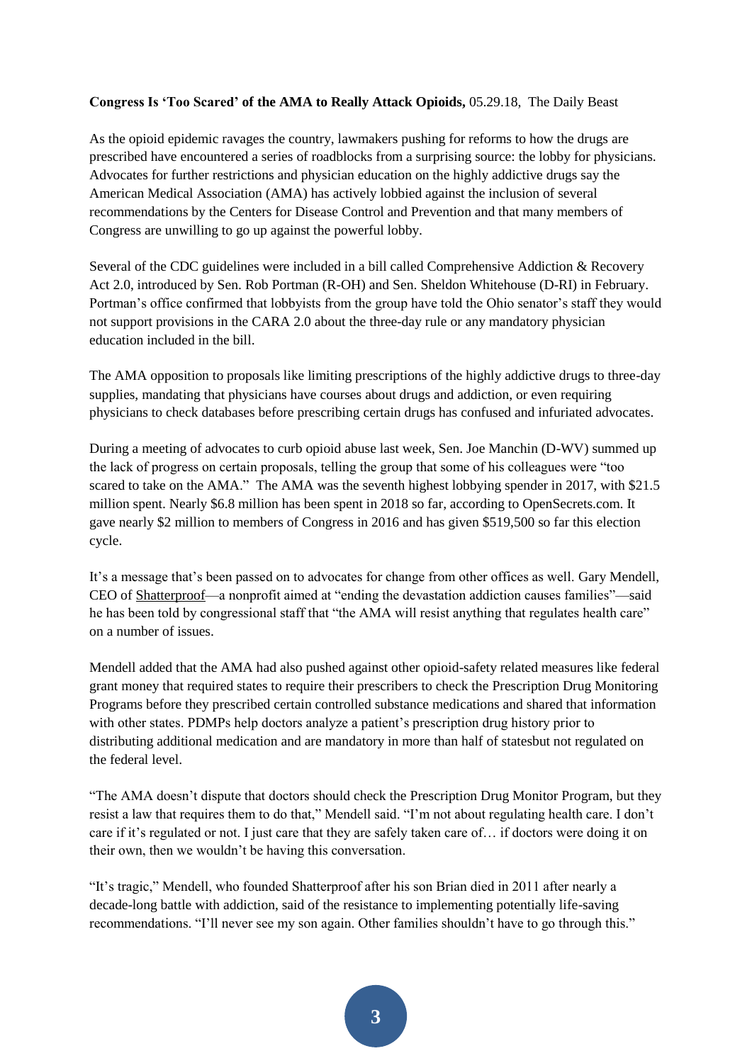**Congress Is 'Too Scared' of the AMA to Really Attack Opioids,** 05.29.18, The Daily Beast

As the opioid epidemic ravages the country, lawmakers pushing for reforms to how the drugs are prescribed have encountered a series of roadblocks from a surprising source: the lobby for physicians. Advocates for further restrictions and physician education on the highly addictive drugs say the American Medical Association (AMA) has actively lobbied against the inclusion of several recommendations by the Centers for Disease Control and Prevention and that many members of Congress are unwilling to go up against the powerful lobby.

Several of the CDC guidelines were included in a bill called Comprehensive Addiction & Recovery Act 2.0, introduced by Sen. Rob Portman (R-OH) and Sen. Sheldon Whitehouse (D-RI) in February. Portman's office confirmed that lobbyists from the group have told the Ohio senator's staff they would not support provisions in the CARA 2.0 about the three-day rule or any mandatory physician education included in the bill.

The AMA opposition to proposals like limiting prescriptions of the highly addictive drugs to three-day supplies, mandating that physicians have courses about drugs and addiction, or even requiring physicians to check databases before prescribing certain drugs has confused and infuriated advocates.

During a meeting of advocates to curb opioid abuse last week, Sen. Joe Manchin (D-WV) summed up the lack of progress on certain proposals, telling the group that some of his colleagues were "too scared to take on the AMA." The AMA was the seventh highest lobbying spender in 2017, with $21.5 million spent. Nearly $6.8 million has been spent in 2018 so far, according to OpenSecrets.com. It gave nearly $2 million to members of Congress in 2016 and has given $519,500 so far this election cycle.

It's a message that's been passed on to advocates for change from other offices as well. Gary Mendell, CEO of Shatterproof—a nonprofit aimed at "ending the devastation addiction causes families"—said he has been told by congressional staff that "the AMA will resist anything that regulates health care" on a number of issues.

Mendell added that the AMA had also pushed against other opioid-safety related measures like federal grant money that required states to require their prescribers to check the Prescription Drug Monitoring Programs before they prescribed certain controlled substance medications and shared that information with other states. PDMPs help doctors analyze a patient's prescription drug history prior to distributing additional medication and are mandatory in more than half of statesbut not regulated on the federal level.

"The AMA doesn't dispute that doctors should check the Prescription Drug Monitor Program, but they resist a law that requires them to do that," Mendell said. "I'm not about regulating health care. I don't care if it's regulated or not. I just care that they are safely taken care of… if doctors were doing it on their own, then we wouldn't be having this conversation.

"It's tragic," Mendell, who founded Shatterproof after his son Brian died in 2011 after nearly a decade-long battle with addiction, said of the resistance to implementing potentially life-saving recommendations. "I'll never see my son again. Other families shouldn't have to go through this."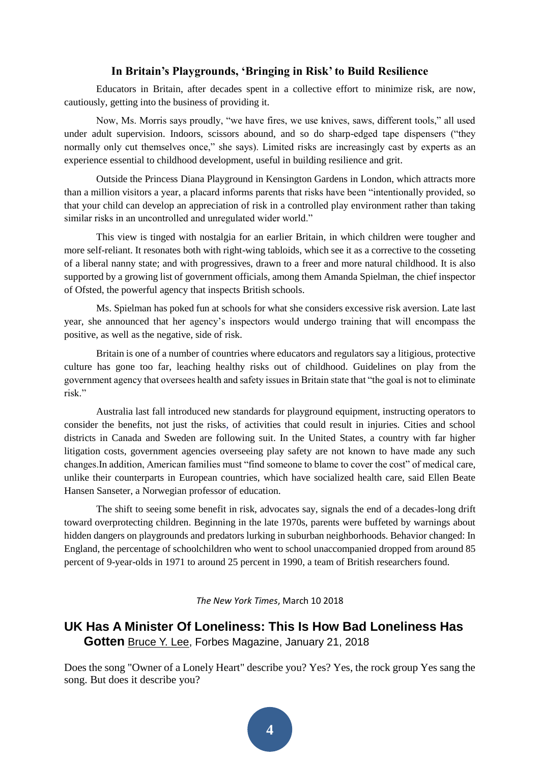### In Britain's Playgrounds, 'Bringing in Risk' to Build Resilience

Educators in Britain, after decades spent in a collective effort to minimize risk, are now, cautiously, getting into the business of providing it.

Now, Ms. Morris says proudly, "we have fires, we use knives, saws, different tools," all used under adult supervision. Indoors, scissors abound, and so do sharp-edged tape dispensers ("they normally only cut themselves once," she says). Limited risks are increasingly cast by experts as an experience essential to childhood development, useful in building resilience and grit.

Outside the Princess Diana Playground in Kensington Gardens in London, which attracts more than a million visitors a year, a placard informs parents that risks have been "intentionally provided, so that your child can develop an appreciation of risk in a controlled play environment rather than taking similar risks in an uncontrolled and unregulated wider world."

This view is tinged with nostalgia for an earlier Britain, in which children were tougher and more self-reliant. It resonates both with right-wing tabloids, which see it as a corrective to the cosseting of a liberal nanny state; and with progressives, drawn to a freer and more natural childhood. It is also supported by a growing list of government officials, among them Amanda Spielman, the chief inspector of Ofsted, the powerful agency that inspects British schools.

Ms. Spielman has poked fun at schools for what she considers excessive risk aversion. Late last year, she announced that her agency's inspectors would undergo training that will encompass the positive, as well as the negative, side of risk.

Britain is one of a number of countries where educators and regulators say a litigious, protective culture has gone too far, leaching healthy risks out of childhood. Guidelines on play from the government agency that oversees health and safety issues in Britain state that "the goal is not to eliminate risk."

Australia last fall introduced new standards for playground equipment, instructing operators to consider the benefits, not just the risks, of activities that could result in injuries. Cities and school districts in Canada and Sweden are following suit. In the United States, a country with far higher litigation costs, government agencies overseeing play safety are not known to have made any such changes.In addition, American families must "find someone to blame to cover the cost" of medical care, unlike their counterparts in European countries, which have socialized health care, said Ellen Beate Hansen Sanseter, a Norwegian professor of education.

The shift to seeing some benefit in risk, advocates say, signals the end of a decades-long drift toward overprotecting children. Beginning in the late 1970s, parents were buffeted by warnings about hidden dangers on playgrounds and predators lurking in suburban neighborhoods. Behavior changed: In England, the percentage of schoolchildren who went to school unaccompanied dropped from around 85 percent of 9-year-olds in 1971 to around 25 percent in 1990, a team of British researchers found.

*The New York Times,* March 10 2018

## UK Has A Minister Of Loneliness: This Is How Bad Loneliness Has Gotten

Bruce Y. Lee, Forbes Magazine, January 21, 2018

Does the song "Owner of a Lonely Heart" describe you? Yes? Yes, the rock group Yes sang the song. But does it describe you?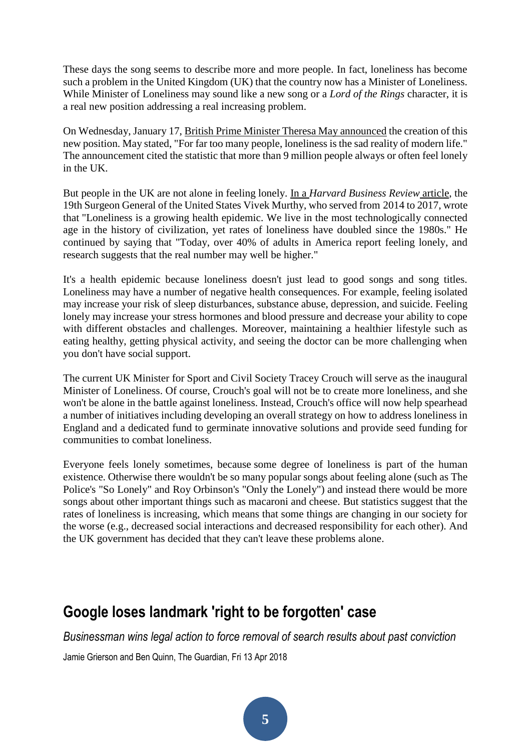These days the song seems to describe more and more people. In fact, loneliness has become such a problem in the United Kingdom (UK) that the country now has a Minister of Loneliness. While Minister of Loneliness may sound like a new song or a *Lord of the Rings* character, it is a real new position addressing a real increasing problem.

On Wednesday, January 17, British Prime Minister Theresa May announced the creation of this new position. May stated, "For far too many people, loneliness is the sad reality of modern life." The announcement cited the statistic that more than 9 million people always or often feel lonely in the UK.

But people in the UK are not alone in feeling lonely. In a *Harvard Business Review* article, the 19th Surgeon General of the United States Vivek Murthy, who served from 2014 to 2017, wrote that "Loneliness is a growing health epidemic. We live in the most technologically connected age in the history of civilization, yet rates of loneliness have doubled since the 1980s." He continued by saying that "Today, over 40% of adults in America report feeling lonely, and research suggests that the real number may well be higher."

It's a health epidemic because loneliness doesn't just lead to good songs and song titles. Loneliness may have a number of negative health consequences. For example, feeling isolated may increase your risk of sleep disturbances, substance abuse, depression, and suicide. Feeling lonely may increase your stress hormones and blood pressure and decrease your ability to cope with different obstacles and challenges. Moreover, maintaining a healthier lifestyle such as eating healthy, getting physical activity, and seeing the doctor can be more challenging when you don't have social support.

The current UK Minister for Sport and Civil Society Tracey Crouch will serve as the inaugural Minister of Loneliness. Of course, Crouch's goal will not be to create more loneliness, and she won't be alone in the battle against loneliness. Instead, Crouch's office will now help spearhead a number of initiatives including developing an overall strategy on how to address loneliness in England and a dedicated fund to germinate innovative solutions and provide seed funding for communities to combat loneliness.

Everyone feels lonely sometimes, because some degree of loneliness is part of the human existence. Otherwise there wouldn't be so many popular songs about feeling alone (such as The Police's "So Lonely" and Roy Orbinson's "Only the Lonely") and instead there would be more songs about other important things such as macaroni and cheese. But statistics suggest that the rates of loneliness is increasing, which means that some things are changing in our society for the worse (e.g., decreased social interactions and decreased responsibility for each other). And the UK government has decided that they can't leave these problems alone.

## Google loses landmark 'right to be forgotten' case

*Businessman wins legal action to force removal of search results about past conviction*

Jamie Grierson and Ben Quinn, The Guardian, Fri 13 Apr 2018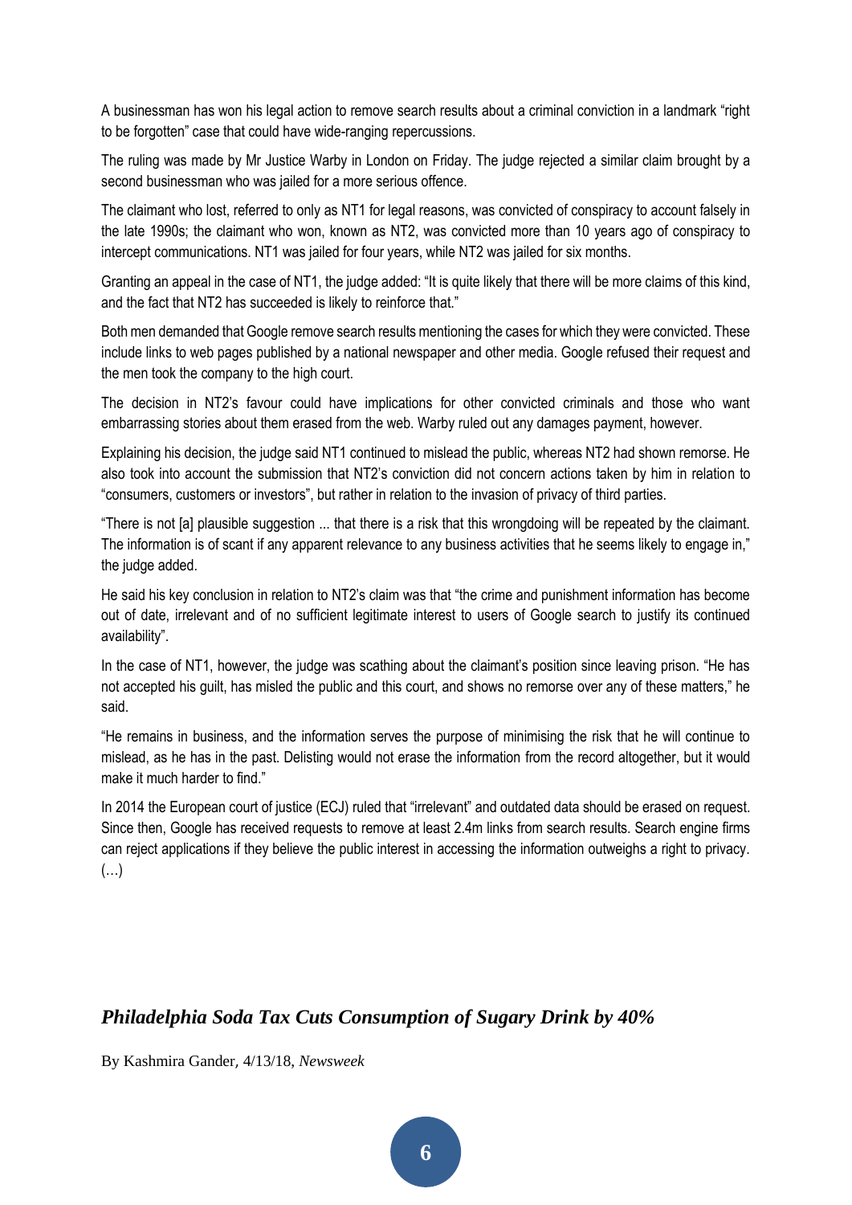A businessman has won his legal action to remove search results about a criminal conviction in a landmark "right to be forgotten" case that could have wide-ranging repercussions.

The ruling was made by Mr Justice Warby in London on Friday. The judge rejected a similar claim brought by a second businessman who was jailed for a more serious offence.

The claimant who lost, referred to only as NT1 for legal reasons, was convicted of conspiracy to account falsely in the late 1990s; the claimant who won, known as NT2, was convicted more than 10 years ago of conspiracy to intercept communications. NT1 was jailed for four years, while NT2 was jailed for six months.

Granting an appeal in the case of NT1, the judge added: "It is quite likely that there will be more claims of this kind, and the fact that NT2 has succeeded is likely to reinforce that."

Both men demanded that Google remove search results mentioning the cases for which they were convicted. These include links to web pages published by a national newspaper and other media. Google refused their request and the men took the company to the high court.

The decision in NT2's favour could have implications for other convicted criminals and those who want embarrassing stories about them erased from the web. Warby ruled out any damages payment, however.

Explaining his decision, the judge said NT1 continued to mislead the public, whereas NT2 had shown remorse. He also took into account the submission that NT2's conviction did not concern actions taken by him in relation to "consumers, customers or investors", but rather in relation to the invasion of privacy of third parties.

"There is not [a] plausible suggestion ... that there is a risk that this wrongdoing will be repeated by the claimant. The information is of scant if any apparent relevance to any business activities that he seems likely to engage in," the judge added.

He said his key conclusion in relation to NT2's claim was that "the crime and punishment information has become out of date, irrelevant and of no sufficient legitimate interest to users of Google search to justify its continued availability".

In the case of NT1, however, the judge was scathing about the claimant's position since leaving prison. "He has not accepted his guilt, has misled the public and this court, and shows no remorse over any of these matters," he said.

"He remains in business, and the information serves the purpose of minimising the risk that he will continue to mislead, as he has in the past. Delisting would not erase the information from the record altogether, but it would make it much harder to find."

In 2014 the European court of justice (ECJ) ruled that "irrelevant" and outdated data should be erased on request. Since then, Google has received requests to remove at least 2.4m links from search results. Search engine firms can reject applications if they believe the public interest in accessing the information outweighs a right to privacy. (…)

## *Philadelphia Soda Tax Cuts Consumption of Sugary Drink by 40%*

By Kashmira Gander, 4/13/18, *Newsweek*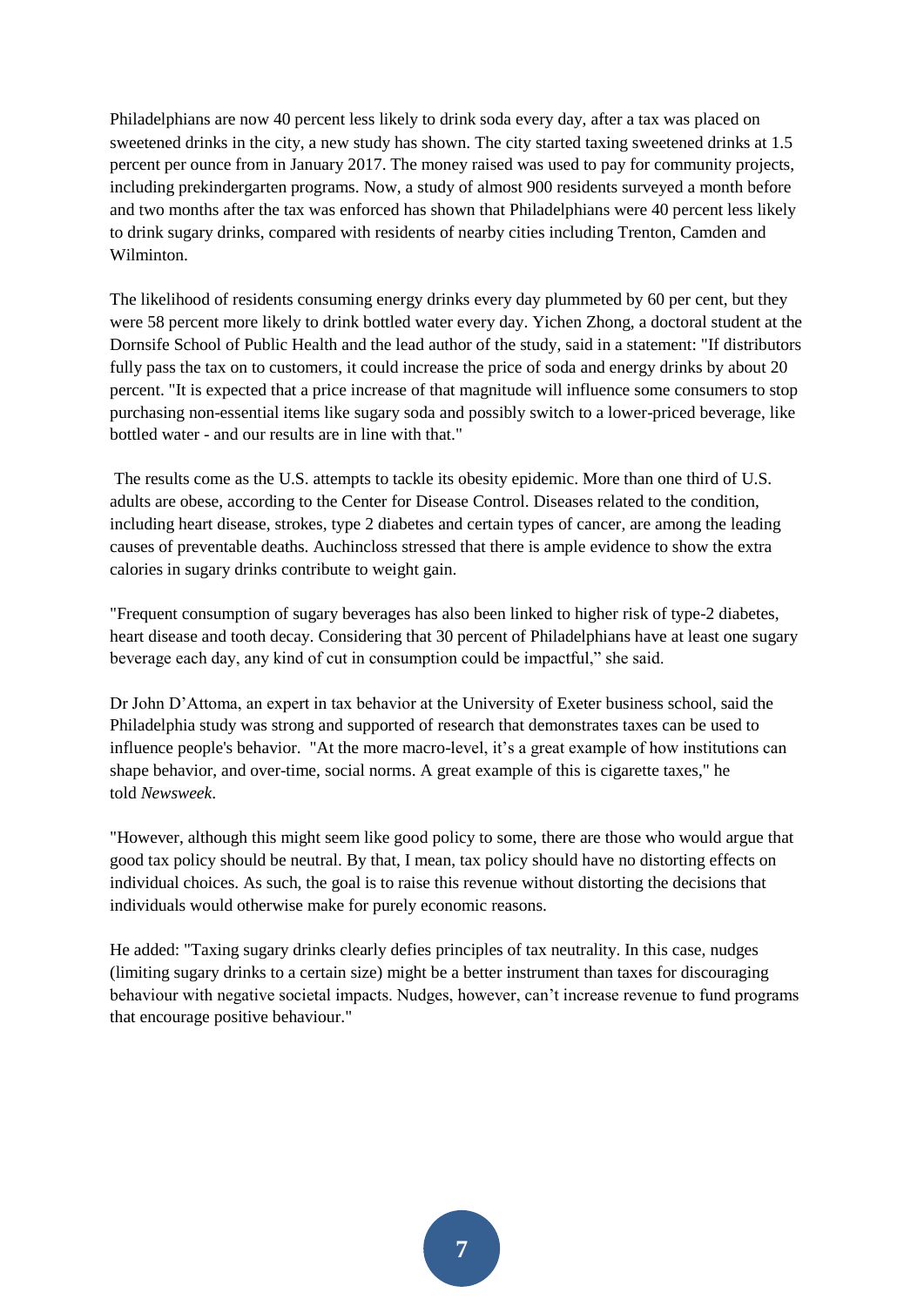Philadelphians are now 40 percent less likely to drink soda every day, after a tax was placed on sweetened drinks in the city, a new study has shown. The city started taxing sweetened drinks at 1.5 percent per ounce from in January 2017. The money raised was used to pay for community projects, including prekindergarten programs. Now, a study of almost 900 residents surveyed a month before and two months after the tax was enforced has shown that Philadelphians were 40 percent less likely to drink sugary drinks, compared with residents of nearby cities including Trenton, Camden and Wilminton.

The likelihood of residents consuming energy drinks every day plummeted by 60 per cent, but they were 58 percent more likely to drink bottled water every day. Yichen Zhong, a doctoral student at the Dornsife School of Public Health and the lead author of the study, said in a statement: "If distributors fully pass the tax on to customers, it could increase the price of soda and energy drinks by about 20 percent. "It is expected that a price increase of that magnitude will influence some consumers to stop purchasing non-essential items like sugary soda and possibly switch to a lower-priced beverage, like bottled water - and our results are in line with that."

The results come as the U.S. attempts to tackle its obesity epidemic. More than one third of U.S. adults are obese, according to the Center for Disease Control. Diseases related to the condition, including heart disease, strokes, type 2 diabetes and certain types of cancer, are among the leading causes of preventable deaths. Auchincloss stressed that there is ample evidence to show the extra calories in sugary drinks contribute to weight gain.

"Frequent consumption of sugary beverages has also been linked to higher risk of type-2 diabetes, heart disease and tooth decay. Considering that 30 percent of Philadelphians have at least one sugary beverage each day, any kind of cut in consumption could be impactful," she said.

Dr John D'Attoma, an expert in tax behavior at the University of Exeter business school, said the Philadelphia study was strong and supported of research that demonstrates taxes can be used to influence people's behavior. "At the more macro-level, it's a great example of how institutions can shape behavior, and over-time, social norms. A great example of this is cigarette taxes," he told *Newsweek*.

"However, although this might seem like good policy to some, there are those who would argue that good tax policy should be neutral. By that, I mean, tax policy should have no distorting effects on individual choices. As such, the goal is to raise this revenue without distorting the decisions that individuals would otherwise make for purely economic reasons.

He added: "Taxing sugary drinks clearly defies principles of tax neutrality. In this case, nudges (limiting sugary drinks to a certain size) might be a better instrument than taxes for discouraging behaviour with negative societal impacts. Nudges, however, can't increase revenue to fund programs that encourage positive behaviour."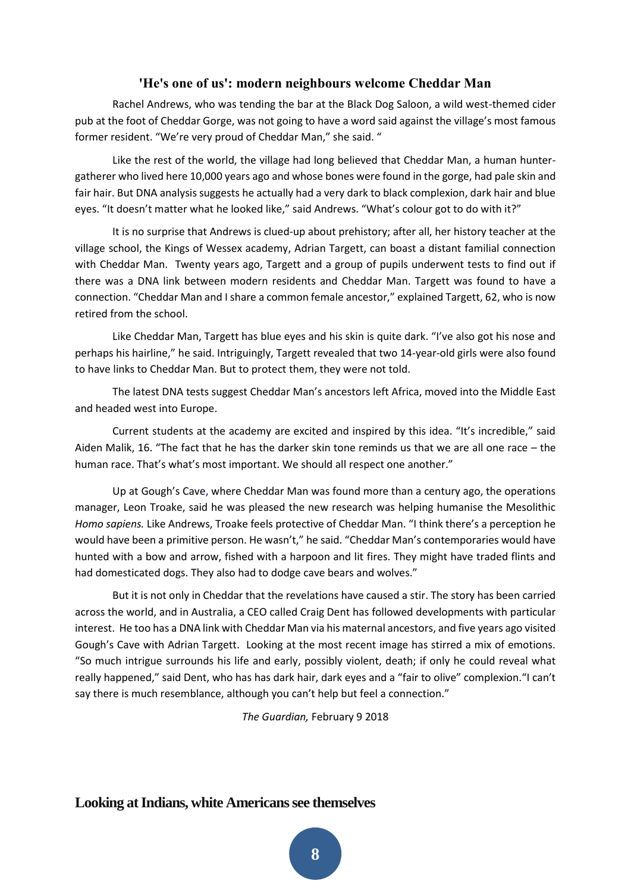## 'He's one of us': modern neighbours welcome Cheddar Man

Rachel Andrews, who was tending the bar at the Black Dog Saloon, a wild west-themed cider pub at the foot of Cheddar Gorge, was not going to have a word said against the village's most famous former resident. "We're very proud of Cheddar Man," she said. "

Like the rest of the world, the village had long believed that Cheddar Man, a human hunter-gatherer who lived here 10,000 years ago and whose bones were found in the gorge, had pale skin and fair hair. But DNA analysis suggests he actually had a very dark to black complexion, dark hair and blue eyes. "It doesn't matter what he looked like," said Andrews. "What's colour got to do with it?"

It is no surprise that Andrews is clued-up about prehistory; after all, her history teacher at the village school, the Kings of Wessex academy, Adrian Targett, can boast a distant familial connection with Cheddar Man. Twenty years ago, Targett and a group of pupils underwent tests to find out if there was a DNA link between modern residents and Cheddar Man. Targett was found to have a connection. "Cheddar Man and I share a common female ancestor," explained Targett, 62, who is now retired from the school.

Like Cheddar Man, Targett has blue eyes and his skin is quite dark. "I've also got his nose and perhaps his hairline," he said. Intriguingly, Targett revealed that two 14-year-old girls were also found to have links to Cheddar Man. But to protect them, they were not told.

The latest DNA tests suggest Cheddar Man's ancestors left Africa, moved into the Middle East and headed west into Europe.

Current students at the academy are excited and inspired by this idea. "It's incredible," said Aiden Malik, 16. "The fact that he has the darker skin tone reminds us that we are all one race – the human race. That's what's most important. We should all respect one another."

Up at Gough's Cave, where Cheddar Man was found more than a century ago, the operations manager, Leon Troake, said he was pleased the new research was helping humanise the Mesolithic *Homo sapiens.* Like Andrews, Troake feels protective of Cheddar Man. "I think there's a perception he would have been a primitive person. He wasn't," he said. "Cheddar Man's contemporaries would have hunted with a bow and arrow, fished with a harpoon and lit fires. They might have traded flints and had domesticated dogs. They also had to dodge cave bears and wolves."

But it is not only in Cheddar that the revelations have caused a stir. The story has been carried across the world, and in Australia, a CEO called Craig Dent has followed developments with particular interest. He too has a DNA link with Cheddar Man via his maternal ancestors, and five years ago visited Gough's Cave with Adrian Targett. Looking at the most recent image has stirred a mix of emotions. "So much intrigue surrounds his life and early, possibly violent, death; if only he could reveal what really happened," said Dent, who has has dark hair, dark eyes and a "fair to olive" complexion."I can't say there is much resemblance, although you can't help but feel a connection."

*The Guardian,* February 9 2018

## Looking at Indians, white Americans see themselves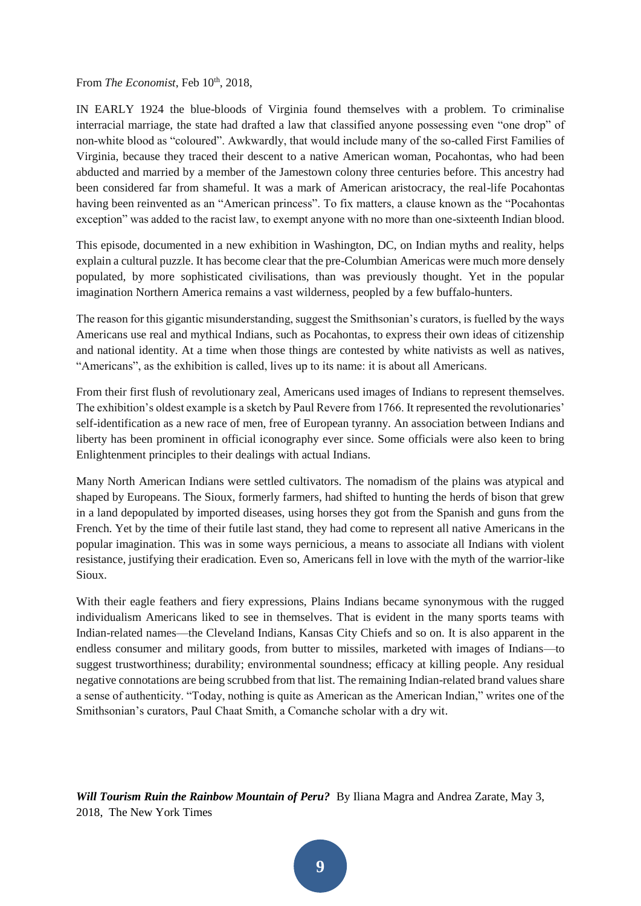From *The Economist*, Feb 10th, 2018,

IN EARLY 1924 the blue-bloods of Virginia found themselves with a problem. To criminalise interracial marriage, the state had drafted a law that classified anyone possessing even "one drop" of non-white blood as "coloured". Awkwardly, that would include many of the so-called First Families of Virginia, because they traced their descent to a native American woman, Pocahontas, who had been abducted and married by a member of the Jamestown colony three centuries before. This ancestry had been considered far from shameful. It was a mark of American aristocracy, the real-life Pocahontas having been reinvented as an "American princess". To fix matters, a clause known as the "Pocahontas exception" was added to the racist law, to exempt anyone with no more than one-sixteenth Indian blood.

This episode, documented in a new exhibition in Washington, DC, on Indian myths and reality, helps explain a cultural puzzle. It has become clear that the pre-Columbian Americas were much more densely populated, by more sophisticated civilisations, than was previously thought. Yet in the popular imagination Northern America remains a vast wilderness, peopled by a few buffalo-hunters.

The reason for this gigantic misunderstanding, suggest the Smithsonian's curators, is fuelled by the ways Americans use real and mythical Indians, such as Pocahontas, to express their own ideas of citizenship and national identity. At a time when those things are contested by white nativists as well as natives, "Americans", as the exhibition is called, lives up to its name: it is about all Americans.

From their first flush of revolutionary zeal, Americans used images of Indians to represent themselves. The exhibition's oldest example is a sketch by Paul Revere from 1766. It represented the revolutionaries' self-identification as a new race of men, free of European tyranny. An association between Indians and liberty has been prominent in official iconography ever since. Some officials were also keen to bring Enlightenment principles to their dealings with actual Indians.

Many North American Indians were settled cultivators. The nomadism of the plains was atypical and shaped by Europeans. The Sioux, formerly farmers, had shifted to hunting the herds of bison that grew in a land depopulated by imported diseases, using horses they got from the Spanish and guns from the French. Yet by the time of their futile last stand, they had come to represent all native Americans in the popular imagination. This was in some ways pernicious, a means to associate all Indians with violent resistance, justifying their eradication. Even so, Americans fell in love with the myth of the warrior-like Sioux.

With their eagle feathers and fiery expressions, Plains Indians became synonymous with the rugged individualism Americans liked to see in themselves. That is evident in the many sports teams with Indian-related names—the Cleveland Indians, Kansas City Chiefs and so on. It is also apparent in the endless consumer and military goods, from butter to missiles, marketed with images of Indians—to suggest trustworthiness; durability; environmental soundness; efficacy at killing people. Any residual negative connotations are being scrubbed from that list. The remaining Indian-related brand values share a sense of authenticity. "Today, nothing is quite as American as the American Indian," writes one of the Smithsonian's curators, Paul Chaat Smith, a Comanche scholar with a dry wit.

***Will Tourism Ruin the Rainbow Mountain of Peru?*** By Iliana Magra and Andrea Zarate, May 3, 2018, The New York Times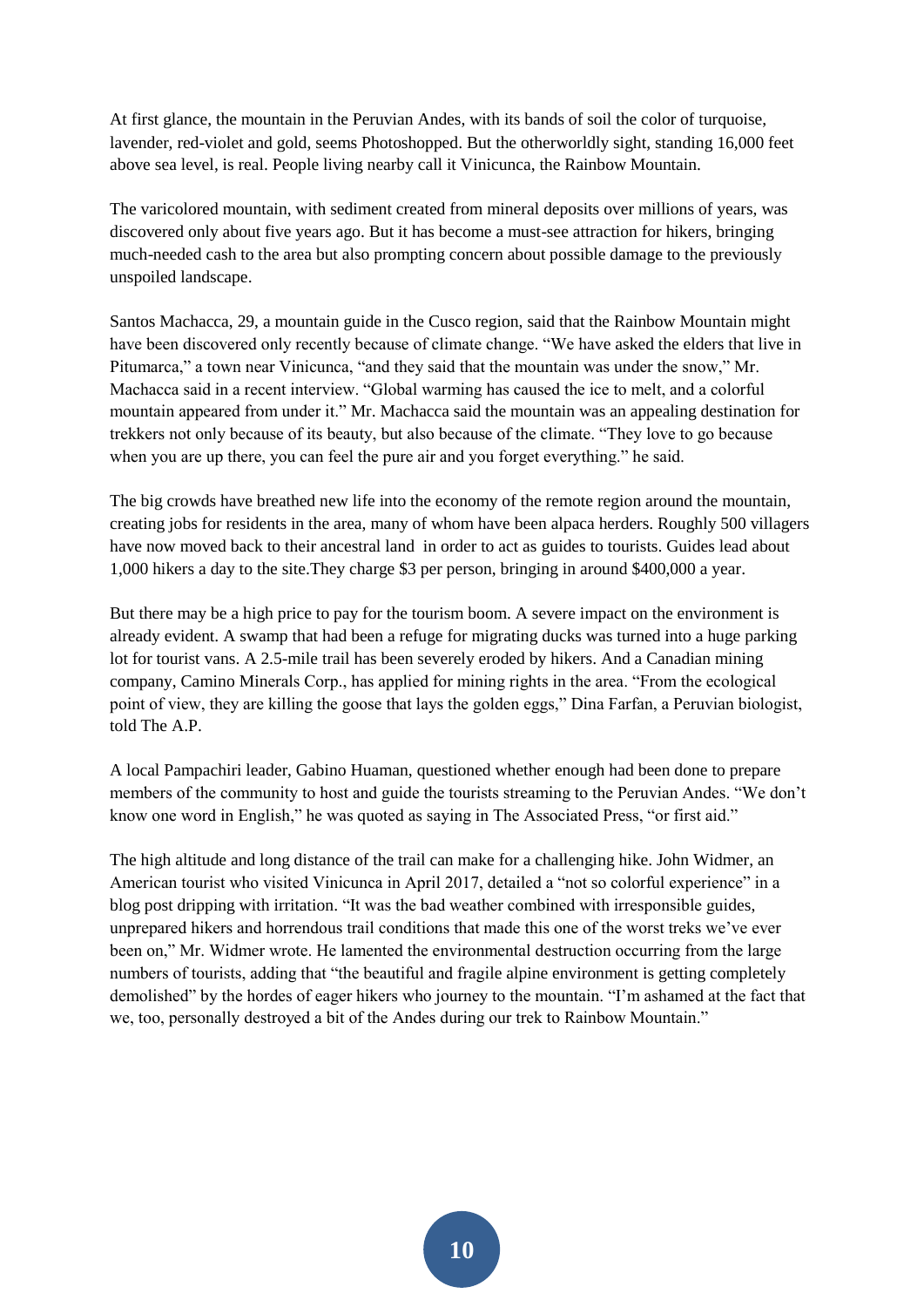At first glance, the mountain in the Peruvian Andes, with its bands of soil the color of turquoise, lavender, red-violet and gold, seems Photoshopped. But the otherworldly sight, standing 16,000 feet above sea level, is real. People living nearby call it Vinicunca, the Rainbow Mountain.

The varicolored mountain, with sediment created from mineral deposits over millions of years, was discovered only about five years ago. But it has become a must-see attraction for hikers, bringing much-needed cash to the area but also prompting concern about possible damage to the previously unspoiled landscape.

Santos Machacca, 29, a mountain guide in the Cusco region, said that the Rainbow Mountain might have been discovered only recently because of climate change. "We have asked the elders that live in Pitumarca," a town near Vinicunca, "and they said that the mountain was under the snow," Mr. Machacca said in a recent interview. "Global warming has caused the ice to melt, and a colorful mountain appeared from under it." Mr. Machacca said the mountain was an appealing destination for trekkers not only because of its beauty, but also because of the climate. "They love to go because when you are up there, you can feel the pure air and you forget everything." he said.

The big crowds have breathed new life into the economy of the remote region around the mountain, creating jobs for residents in the area, many of whom have been alpaca herders. Roughly 500 villagers have now moved back to their ancestral land in order to act as guides to tourists. Guides lead about 1,000 hikers a day to the site.They charge $3 per person, bringing in around $400,000 a year.

But there may be a high price to pay for the tourism boom. A severe impact on the environment is already evident. A swamp that had been a refuge for migrating ducks was turned into a huge parking lot for tourist vans. A 2.5-mile trail has been severely eroded by hikers. And a Canadian mining company, Camino Minerals Corp., has applied for mining rights in the area. "From the ecological point of view, they are killing the goose that lays the golden eggs," Dina Farfan, a Peruvian biologist, told The A.P.

A local Pampachiri leader, Gabino Huaman, questioned whether enough had been done to prepare members of the community to host and guide the tourists streaming to the Peruvian Andes. "We don't know one word in English," he was quoted as saying in The Associated Press, "or first aid."

The high altitude and long distance of the trail can make for a challenging hike. John Widmer, an American tourist who visited Vinicunca in April 2017, detailed a "not so colorful experience" in a blog post dripping with irritation. "It was the bad weather combined with irresponsible guides, unprepared hikers and horrendous trail conditions that made this one of the worst treks we've ever been on," Mr. Widmer wrote. He lamented the environmental destruction occurring from the large numbers of tourists, adding that "the beautiful and fragile alpine environment is getting completely demolished" by the hordes of eager hikers who journey to the mountain. "I'm ashamed at the fact that we, too, personally destroyed a bit of the Andes during our trek to Rainbow Mountain."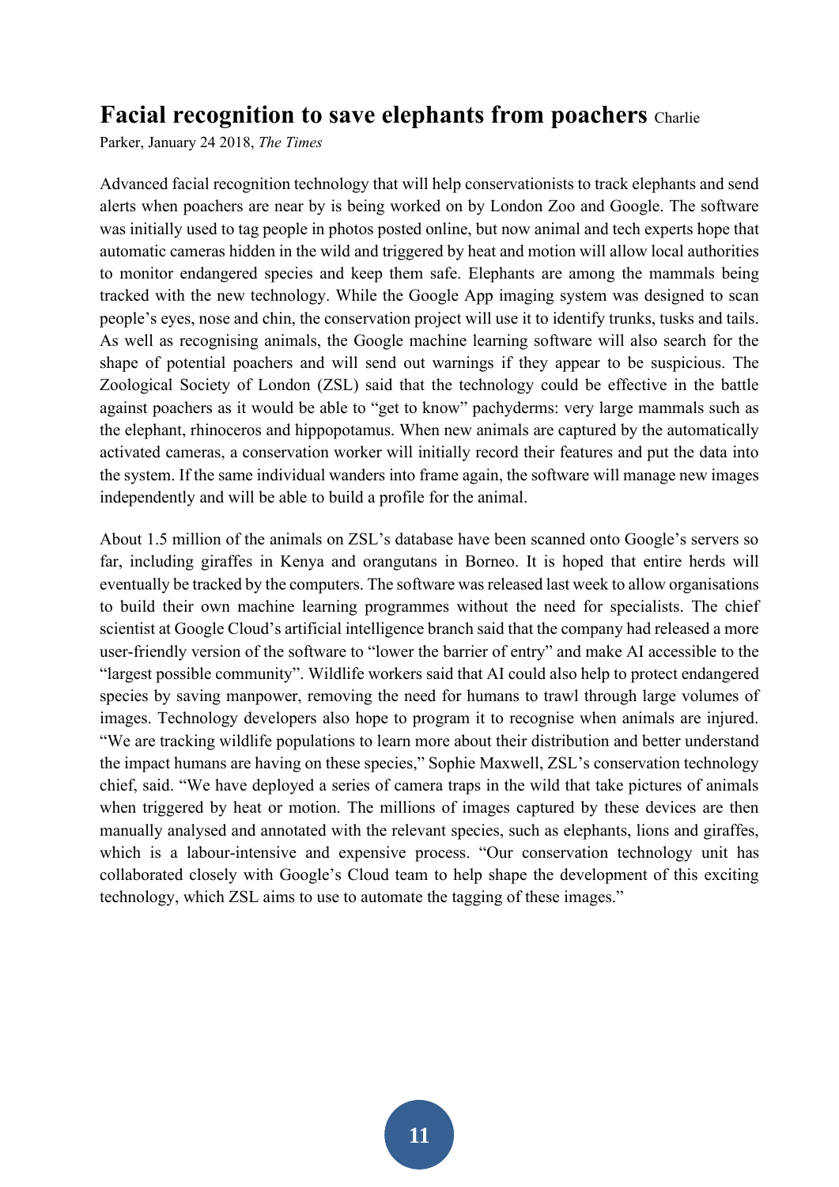## Facial recognition to save elephants from poachers

Charlie Parker, January 24 2018, *The Times*

Advanced facial recognition technology that will help conservationists to track elephants and send alerts when poachers are near by is being worked on by London Zoo and Google. The software was initially used to tag people in photos posted online, but now animal and tech experts hope that automatic cameras hidden in the wild and triggered by heat and motion will allow local authorities to monitor endangered species and keep them safe. Elephants are among the mammals being tracked with the new technology. While the Google App imaging system was designed to scan people's eyes, nose and chin, the conservation project will use it to identify trunks, tusks and tails. As well as recognising animals, the Google machine learning software will also search for the shape of potential poachers and will send out warnings if they appear to be suspicious. The Zoological Society of London (ZSL) said that the technology could be effective in the battle against poachers as it would be able to "get to know" pachyderms: very large mammals such as the elephant, rhinoceros and hippopotamus. When new animals are captured by the automatically activated cameras, a conservation worker will initially record their features and put the data into the system. If the same individual wanders into frame again, the software will manage new images independently and will be able to build a profile for the animal.

About 1.5 million of the animals on ZSL's database have been scanned onto Google's servers so far, including giraffes in Kenya and orangutans in Borneo. It is hoped that entire herds will eventually be tracked by the computers. The software was released last week to allow organisations to build their own machine learning programmes without the need for specialists. The chief scientist at Google Cloud's artificial intelligence branch said that the company had released a more user-friendly version of the software to "lower the barrier of entry" and make AI accessible to the "largest possible community". Wildlife workers said that AI could also help to protect endangered species by saving manpower, removing the need for humans to trawl through large volumes of images. Technology developers also hope to program it to recognise when animals are injured. "We are tracking wildlife populations to learn more about their distribution and better understand the impact humans are having on these species," Sophie Maxwell, ZSL's conservation technology chief, said. "We have deployed a series of camera traps in the wild that take pictures of animals when triggered by heat or motion. The millions of images captured by these devices are then manually analysed and annotated with the relevant species, such as elephants, lions and giraffes, which is a labour-intensive and expensive process. "Our conservation technology unit has collaborated closely with Google's Cloud team to help shape the development of this exciting technology, which ZSL aims to use to automate the tagging of these images."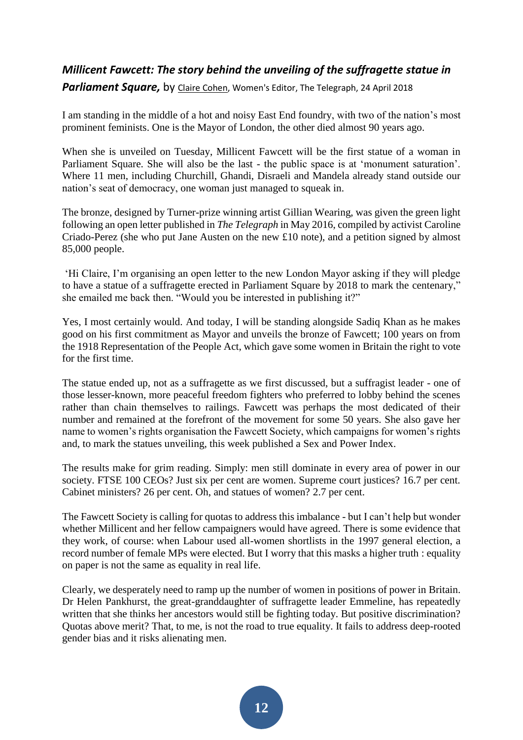***Millicent Fawcett: The story behind the unveiling of the suffragette statue in Parliament Square,*** by Claire Cohen, Women's Editor, The Telegraph, 24 April 2018

I am standing in the middle of a hot and noisy East End foundry, with two of the nation's most prominent feminists. One is the Mayor of London, the other died almost 90 years ago.

When she is unveiled on Tuesday, Millicent Fawcett will be the first statue of a woman in Parliament Square. She will also be the last - the public space is at 'monument saturation'. Where 11 men, including Churchill, Ghandi, Disraeli and Mandela already stand outside our nation's seat of democracy, one woman just managed to squeak in.

The bronze, designed by Turner-prize winning artist Gillian Wearing, was given the green light following an open letter published in *The Telegraph* in May 2016, compiled by activist Caroline Criado-Perez (she who put Jane Austen on the new £10 note), and a petition signed by almost 85,000 people.

'Hi Claire, I'm organising an open letter to the new London Mayor asking if they will pledge to have a statue of a suffragette erected in Parliament Square by 2018 to mark the centenary," she emailed me back then. "Would you be interested in publishing it?"

Yes, I most certainly would. And today, I will be standing alongside Sadiq Khan as he makes good on his first commitment as Mayor and unveils the bronze of Fawcett; 100 years on from the 1918 Representation of the People Act, which gave some women in Britain the right to vote for the first time.

The statue ended up, not as a suffragette as we first discussed, but a suffragist leader - one of those lesser-known, more peaceful freedom fighters who preferred to lobby behind the scenes rather than chain themselves to railings. Fawcett was perhaps the most dedicated of their number and remained at the forefront of the movement for some 50 years. She also gave her name to women's rights organisation the Fawcett Society, which campaigns for women's rights and, to mark the statues unveiling, this week published a Sex and Power Index.

The results make for grim reading. Simply: men still dominate in every area of power in our society. FTSE 100 CEOs? Just six per cent are women. Supreme court justices? 16.7 per cent. Cabinet ministers? 26 per cent. Oh, and statues of women? 2.7 per cent.

The Fawcett Society is calling for quotas to address this imbalance - but I can't help but wonder whether Millicent and her fellow campaigners would have agreed. There is some evidence that they work, of course: when Labour used all-women shortlists in the 1997 general election, a record number of female MPs were elected. But I worry that this masks a higher truth : equality on paper is not the same as equality in real life.

Clearly, we desperately need to ramp up the number of women in positions of power in Britain. Dr Helen Pankhurst, the great-granddaughter of suffragette leader Emmeline, has repeatedly written that she thinks her ancestors would still be fighting today. But positive discrimination? Quotas above merit? That, to me, is not the road to true equality. It fails to address deep-rooted gender bias and it risks alienating men.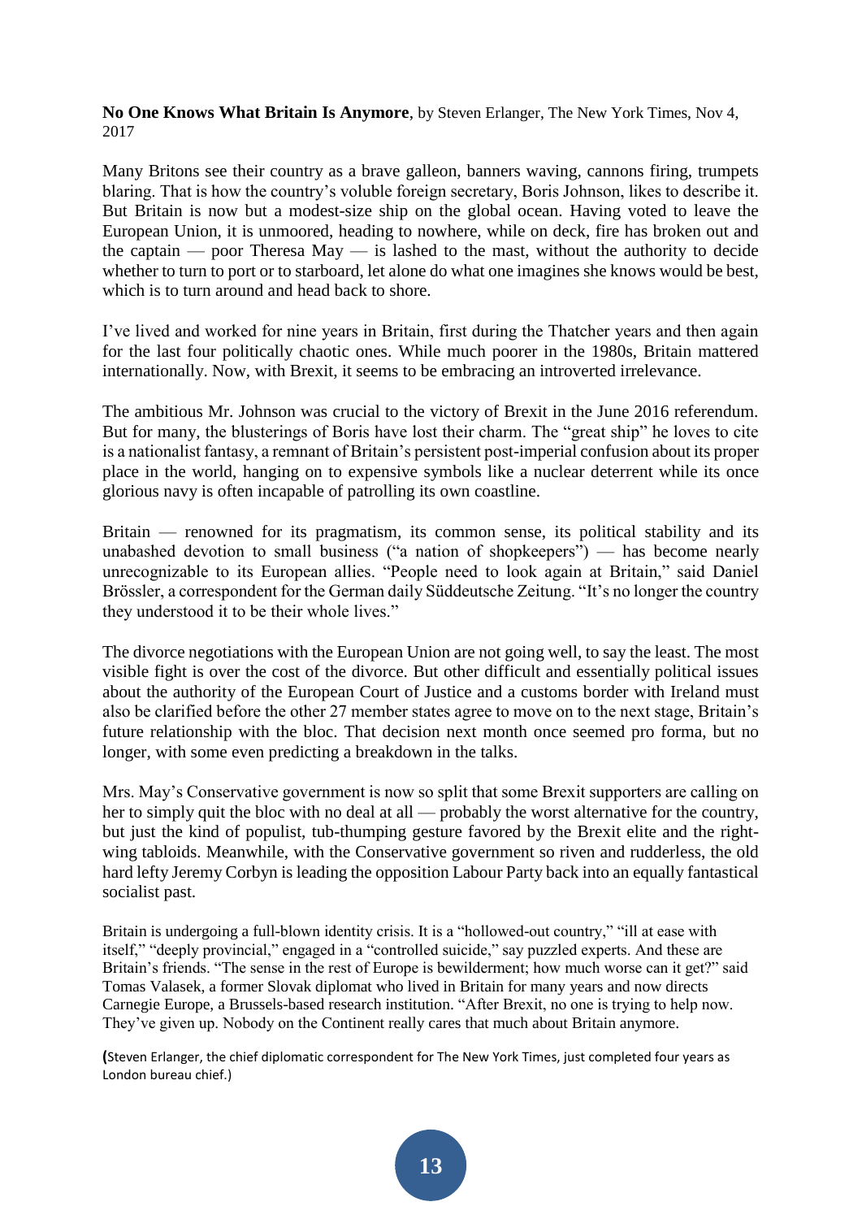**No One Knows What Britain Is Anymore**, by Steven Erlanger, The New York Times, Nov 4, 2017

Many Britons see their country as a brave galleon, banners waving, cannons firing, trumpets blaring. That is how the country's voluble foreign secretary, Boris Johnson, likes to describe it. But Britain is now but a modest-size ship on the global ocean. Having voted to leave the European Union, it is unmoored, heading to nowhere, while on deck, fire has broken out and the captain — poor Theresa May — is lashed to the mast, without the authority to decide whether to turn to port or to starboard, let alone do what one imagines she knows would be best, which is to turn around and head back to shore.

I've lived and worked for nine years in Britain, first during the Thatcher years and then again for the last four politically chaotic ones. While much poorer in the 1980s, Britain mattered internationally. Now, with Brexit, it seems to be embracing an introverted irrelevance.

The ambitious Mr. Johnson was crucial to the victory of Brexit in the June 2016 referendum. But for many, the blusterings of Boris have lost their charm. The "great ship" he loves to cite is a nationalist fantasy, a remnant of Britain's persistent post-imperial confusion about its proper place in the world, hanging on to expensive symbols like a nuclear deterrent while its once glorious navy is often incapable of patrolling its own coastline.

Britain — renowned for its pragmatism, its common sense, its political stability and its unabashed devotion to small business ("a nation of shopkeepers") — has become nearly unrecognizable to its European allies. "People need to look again at Britain," said Daniel Brössler, a correspondent for the German daily Süddeutsche Zeitung. "It's no longer the country they understood it to be their whole lives."

The divorce negotiations with the European Union are not going well, to say the least. The most visible fight is over the cost of the divorce. But other difficult and essentially political issues about the authority of the European Court of Justice and a customs border with Ireland must also be clarified before the other 27 member states agree to move on to the next stage, Britain's future relationship with the bloc. That decision next month once seemed pro forma, but no longer, with some even predicting a breakdown in the talks.

Mrs. May's Conservative government is now so split that some Brexit supporters are calling on her to simply quit the bloc with no deal at all — probably the worst alternative for the country, but just the kind of populist, tub-thumping gesture favored by the Brexit elite and the right-wing tabloids. Meanwhile, with the Conservative government so riven and rudderless, the old hard lefty Jeremy Corbyn is leading the opposition Labour Party back into an equally fantastical socialist past.

Britain is undergoing a full-blown identity crisis. It is a "hollowed-out country," "ill at ease with itself," "deeply provincial," engaged in a "controlled suicide," say puzzled experts. And these are Britain's friends. "The sense in the rest of Europe is bewilderment; how much worse can it get?" said Tomas Valasek, a former Slovak diplomat who lived in Britain for many years and now directs Carnegie Europe, a Brussels-based research institution. "After Brexit, no one is trying to help now. They've given up. Nobody on the Continent really cares that much about Britain anymore.

**(**Steven Erlanger, the chief diplomatic correspondent for The New York Times, just completed four years as London bureau chief.)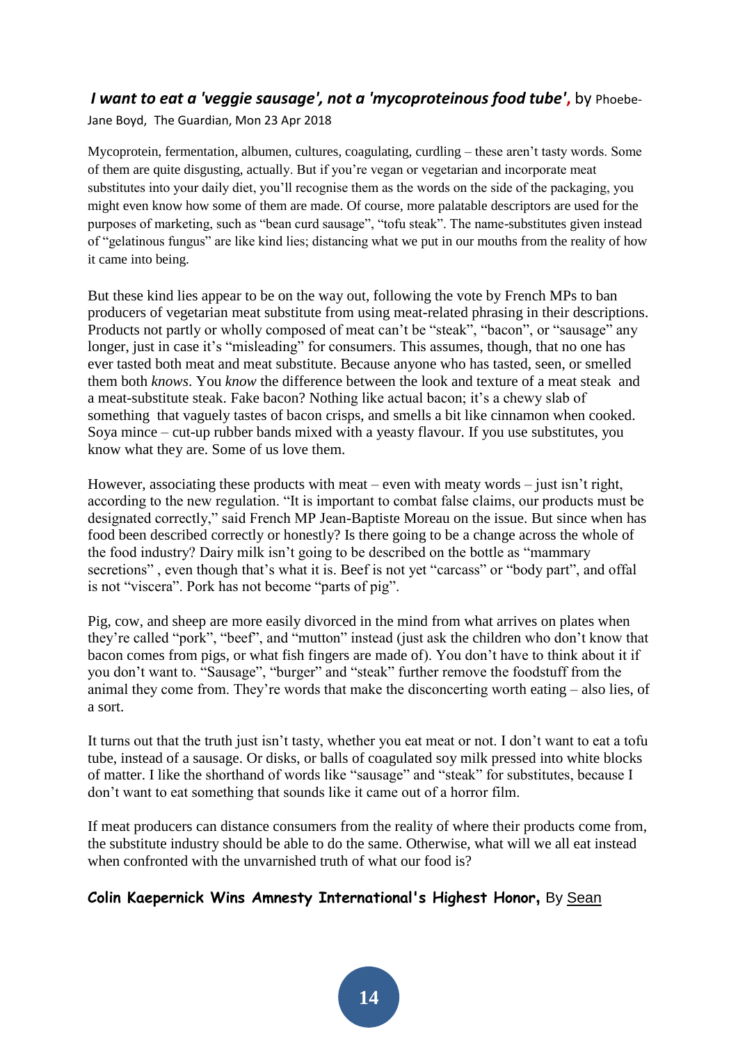## *I want to eat a 'veggie sausage', not a 'mycoproteinous food tube'***,** by Phoebe-Jane Boyd, The Guardian, Mon 23 Apr 2018

Mycoprotein, fermentation, albumen, cultures, coagulating, curdling – these aren't tasty words. Some of them are quite disgusting, actually. But if you're vegan or vegetarian and incorporate meat substitutes into your daily diet, you'll recognise them as the words on the side of the packaging, you might even know how some of them are made. Of course, more palatable descriptors are used for the purposes of marketing, such as "bean curd sausage", "tofu steak". The name-substitutes given instead of "gelatinous fungus" are like kind lies; distancing what we put in our mouths from the reality of how it came into being.

But these kind lies appear to be on the way out, following the vote by French MPs to ban producers of vegetarian meat substitute from using meat-related phrasing in their descriptions. Products not partly or wholly composed of meat can't be "steak", "bacon", or "sausage" any longer, just in case it's "misleading" for consumers. This assumes, though, that no one has ever tasted both meat and meat substitute. Because anyone who has tasted, seen, or smelled them both *knows*. You *know* the difference between the look and texture of a meat steak and a meat-substitute steak. Fake bacon? Nothing like actual bacon; it's a chewy slab of something that vaguely tastes of bacon crisps, and smells a bit like cinnamon when cooked. Soya mince – cut-up rubber bands mixed with a yeasty flavour. If you use substitutes, you know what they are. Some of us love them.

However, associating these products with meat – even with meaty words – just isn't right, according to the new regulation. "It is important to combat false claims, our products must be designated correctly," said French MP Jean-Baptiste Moreau on the issue. But since when has food been described correctly or honestly? Is there going to be a change across the whole of the food industry? Dairy milk isn't going to be described on the bottle as "mammary secretions" , even though that's what it is. Beef is not yet "carcass" or "body part", and offal is not "viscera". Pork has not become "parts of pig".

Pig, cow, and sheep are more easily divorced in the mind from what arrives on plates when they're called "pork", "beef", and "mutton" instead (just ask the children who don't know that bacon comes from pigs, or what fish fingers are made of). You don't have to think about it if you don't want to. "Sausage", "burger" and "steak" further remove the foodstuff from the animal they come from. They're words that make the disconcerting worth eating – also lies, of a sort.

It turns out that the truth just isn't tasty, whether you eat meat or not. I don't want to eat a tofu tube, instead of a sausage. Or disks, or balls of coagulated soy milk pressed into white blocks of matter. I like the shorthand of words like "sausage" and "steak" for substitutes, because I don't want to eat something that sounds like it came out of a horror film.

If meat producers can distance consumers from the reality of where their products come from, the substitute industry should be able to do the same. Otherwise, what will we all eat instead when confronted with the unvarnished truth of what our food is?

## **Colin Kaepernick Wins Amnesty International's Highest Honor,** By Sean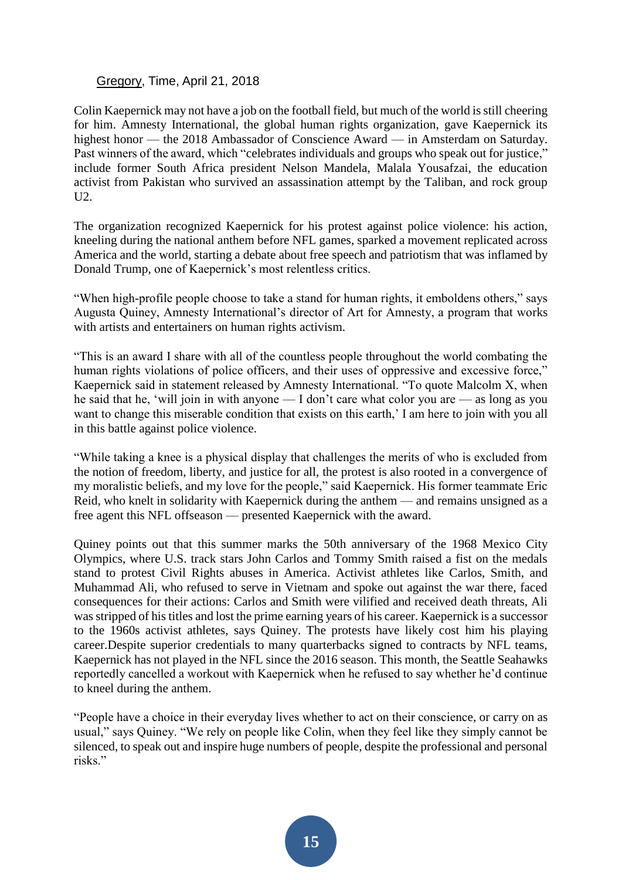Gregory, Time, April 21, 2018

Colin Kaepernick may not have a job on the football field, but much of the world is still cheering for him. Amnesty International, the global human rights organization, gave Kaepernick its highest honor — the 2018 Ambassador of Conscience Award — in Amsterdam on Saturday. Past winners of the award, which "celebrates individuals and groups who speak out for justice," include former South Africa president Nelson Mandela, Malala Yousafzai, the education activist from Pakistan who survived an assassination attempt by the Taliban, and rock group U2.

The organization recognized Kaepernick for his protest against police violence: his action, kneeling during the national anthem before NFL games, sparked a movement replicated across America and the world, starting a debate about free speech and patriotism that was inflamed by Donald Trump, one of Kaepernick's most relentless critics.

"When high-profile people choose to take a stand for human rights, it emboldens others," says Augusta Quiney, Amnesty International's director of Art for Amnesty, a program that works with artists and entertainers on human rights activism.

"This is an award I share with all of the countless people throughout the world combating the human rights violations of police officers, and their uses of oppressive and excessive force," Kaepernick said in statement released by Amnesty International. "To quote Malcolm X, when he said that he, 'will join in with anyone — I don't care what color you are — as long as you want to change this miserable condition that exists on this earth,' I am here to join with you all in this battle against police violence.

"While taking a knee is a physical display that challenges the merits of who is excluded from the notion of freedom, liberty, and justice for all, the protest is also rooted in a convergence of my moralistic beliefs, and my love for the people," said Kaepernick. His former teammate Eric Reid, who knelt in solidarity with Kaepernick during the anthem — and remains unsigned as a free agent this NFL offseason — presented Kaepernick with the award.

Quiney points out that this summer marks the 50th anniversary of the 1968 Mexico City Olympics, where U.S. track stars John Carlos and Tommy Smith raised a fist on the medals stand to protest Civil Rights abuses in America. Activist athletes like Carlos, Smith, and Muhammad Ali, who refused to serve in Vietnam and spoke out against the war there, faced consequences for their actions: Carlos and Smith were vilified and received death threats, Ali was stripped of his titles and lost the prime earning years of his career. Kaepernick is a successor to the 1960s activist athletes, says Quiney. The protests have likely cost him his playing career.Despite superior credentials to many quarterbacks signed to contracts by NFL teams, Kaepernick has not played in the NFL since the 2016 season. This month, the Seattle Seahawks reportedly cancelled a workout with Kaepernick when he refused to say whether he'd continue to kneel during the anthem.

"People have a choice in their everyday lives whether to act on their conscience, or carry on as usual," says Quiney. "We rely on people like Colin, when they feel like they simply cannot be silenced, to speak out and inspire huge numbers of people, despite the professional and personal risks."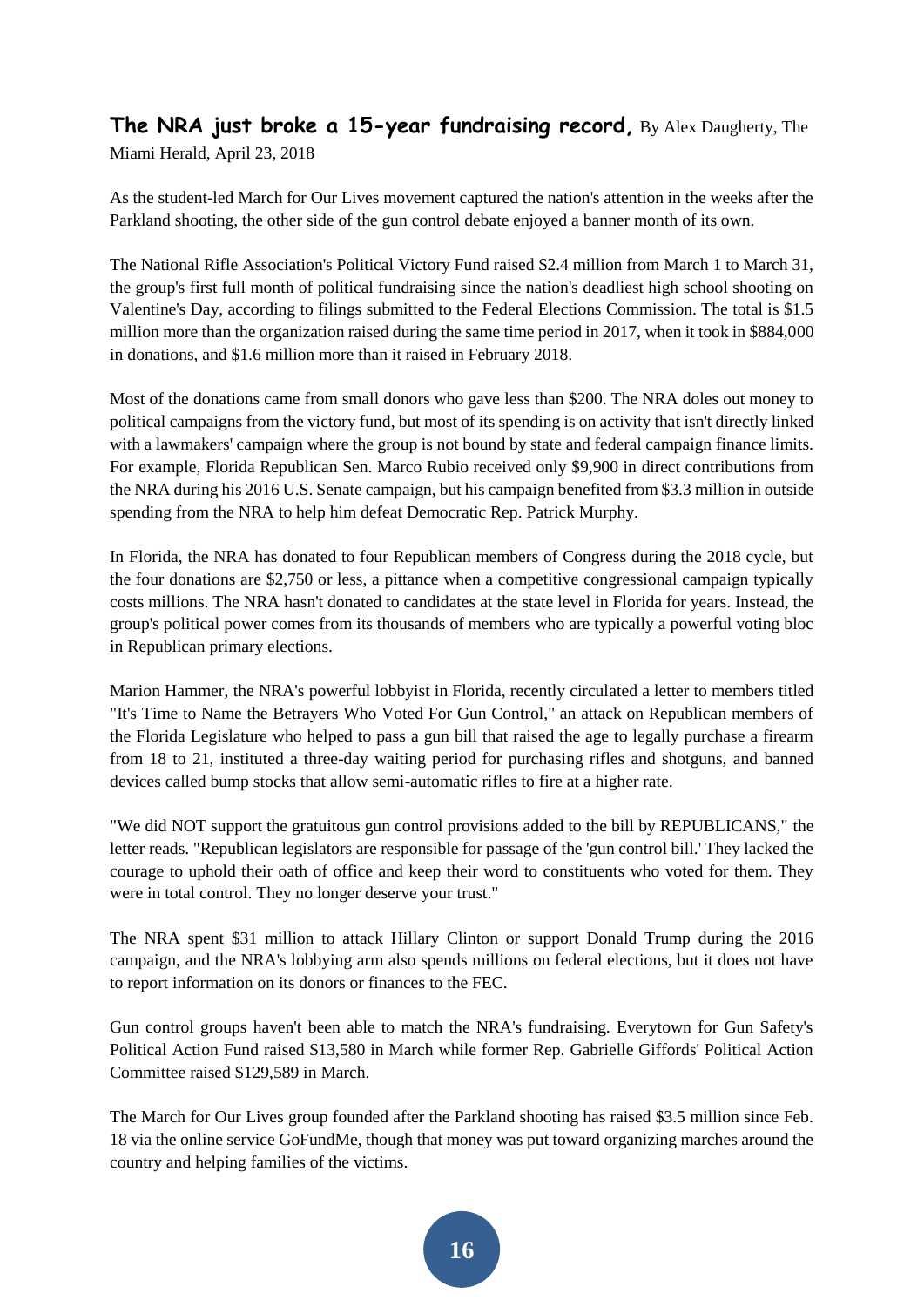**The NRA just broke a 15-year fundraising record,** By Alex Daugherty, The Miami Herald, April 23, 2018

As the student-led March for Our Lives movement captured the nation's attention in the weeks after the Parkland shooting, the other side of the gun control debate enjoyed a banner month of its own.

The National Rifle Association's Political Victory Fund raised $2.4 million from March 1 to March 31, the group's first full month of political fundraising since the nation's deadliest high school shooting on Valentine's Day, according to filings submitted to the Federal Elections Commission. The total is $1.5 million more than the organization raised during the same time period in 2017, when it took in $884,000 in donations, and $1.6 million more than it raised in February 2018.

Most of the donations came from small donors who gave less than $200. The NRA doles out money to political campaigns from the victory fund, but most of its spending is on activity that isn't directly linked with a lawmakers' campaign where the group is not bound by state and federal campaign finance limits. For example, Florida Republican Sen. Marco Rubio received only $9,900 in direct contributions from the NRA during his 2016 U.S. Senate campaign, but his campaign benefited from $3.3 million in outside spending from the NRA to help him defeat Democratic Rep. Patrick Murphy.

In Florida, the NRA has donated to four Republican members of Congress during the 2018 cycle, but the four donations are $2,750 or less, a pittance when a competitive congressional campaign typically costs millions. The NRA hasn't donated to candidates at the state level in Florida for years. Instead, the group's political power comes from its thousands of members who are typically a powerful voting bloc in Republican primary elections.

Marion Hammer, the NRA's powerful lobbyist in Florida, recently circulated a letter to members titled "It's Time to Name the Betrayers Who Voted For Gun Control," an attack on Republican members of the Florida Legislature who helped to pass a gun bill that raised the age to legally purchase a firearm from 18 to 21, instituted a three-day waiting period for purchasing rifles and shotguns, and banned devices called bump stocks that allow semi-automatic rifles to fire at a higher rate.

"We did NOT support the gratuitous gun control provisions added to the bill by REPUBLICANS," the letter reads. "Republican legislators are responsible for passage of the 'gun control bill.' They lacked the courage to uphold their oath of office and keep their word to constituents who voted for them. They were in total control. They no longer deserve your trust."

The NRA spent $31 million to attack Hillary Clinton or support Donald Trump during the 2016 campaign, and the NRA's lobbying arm also spends millions on federal elections, but it does not have to report information on its donors or finances to the FEC.

Gun control groups haven't been able to match the NRA's fundraising. Everytown for Gun Safety's Political Action Fund raised $13,580 in March while former Rep. Gabrielle Giffords' Political Action Committee raised $129,589 in March.

The March for Our Lives group founded after the Parkland shooting has raised $3.5 million since Feb. 18 via the online service GoFundMe, though that money was put toward organizing marches around the country and helping families of the victims.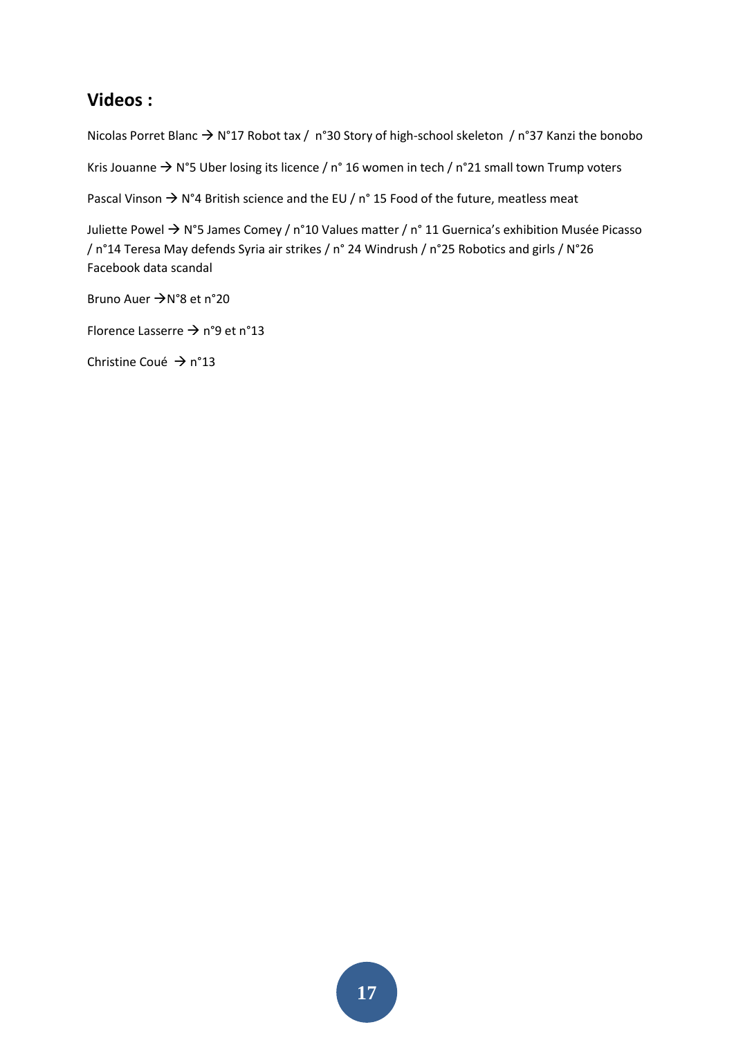## Videos :

Nicolas Porret Blanc → N°17 Robot tax / n°30 Story of high-school skeleton / n°37 Kanzi the bonobo

Kris Jouanne → N°5 Uber losing its licence / n° 16 women in tech / n°21 small town Trump voters

Pascal Vinson → N°4 British science and the EU / n° 15 Food of the future, meatless meat

Juliette Powel → N°5 James Comey / n°10 Values matter / n° 11 Guernica's exhibition Musée Picasso / n°14 Teresa May defends Syria air strikes / n° 24 Windrush / n°25 Robotics and girls / N°26 Facebook data scandal

Bruno Auer →N°8 et n°20

Florence Lasserre → n°9 et n°13

Christine Coué → n°13